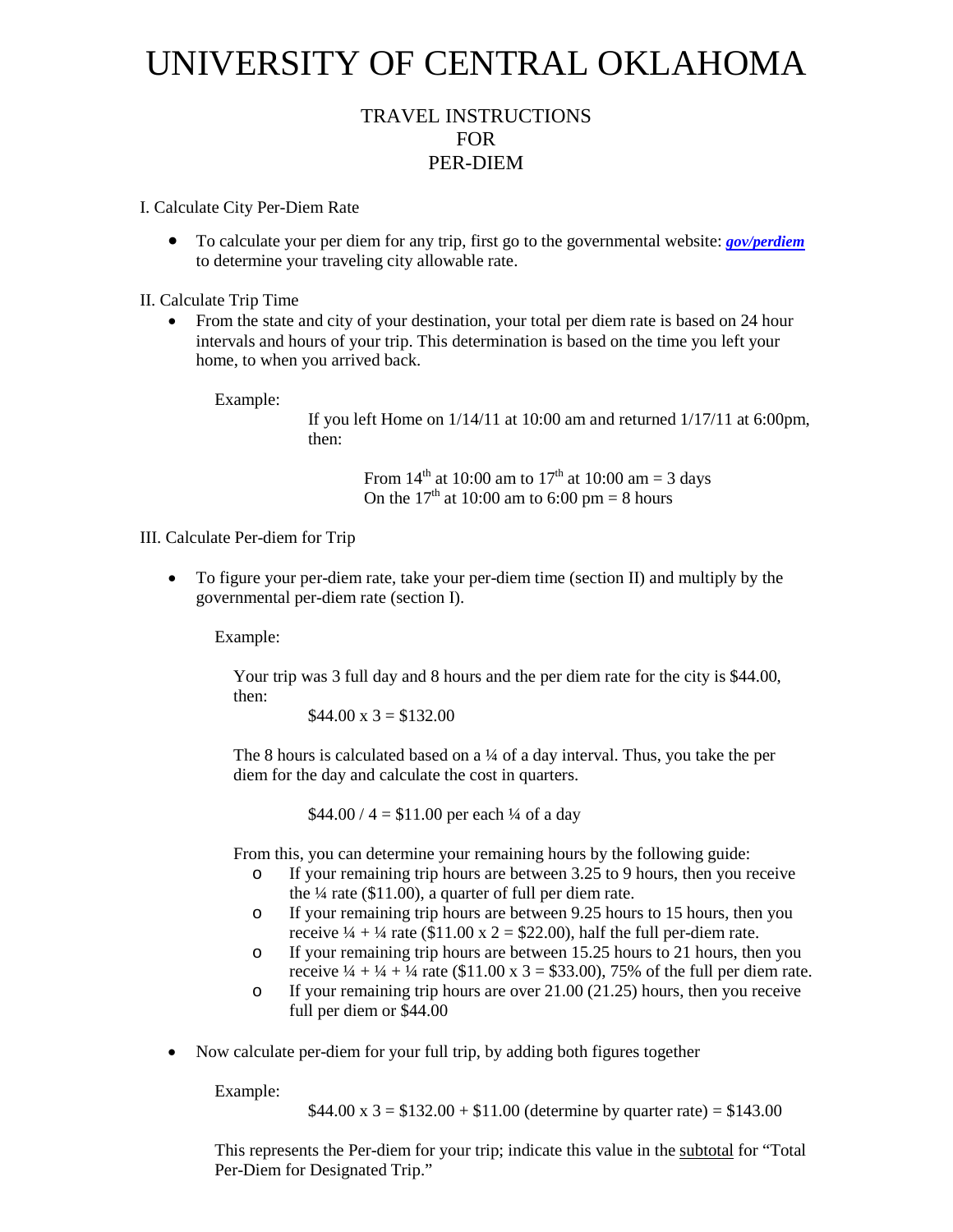# UNIVERSITY OF CENTRAL OKLAHOMA

## TRAVEL INSTRUCTIONS FOR PER-DIEM

I. Calculate City Per-Diem Rate

- To calculate your per diem for any trip, first go to the governmental website: ***gov/perdiem*** to determine your traveling city allowable rate.

II. Calculate Trip Time

- From the state and city of your destination, your total per diem rate is based on 24 hour intervals and hours of your trip. This determination is based on the time you left your home, to when you arrived back.

  Example:

  If you left Home on 1/14/11 at 10:00 am and returned 1/17/11 at 6:00pm, then:

  From 14th at 10:00 am to 17th at 10:00 am = 3 days
  On the 17th at 10:00 am to 6:00 pm = 8 hours

III. Calculate Per-diem for Trip

- To figure your per-diem rate, take your per-diem time (section II) and multiply by the governmental per-diem rate (section I).

  Example:

  Your trip was 3 full day and 8 hours and the per diem rate for the city is $44.00, then:

  $44.00 x 3 = $132.00

  The 8 hours is calculated based on a ¼ of a day interval. Thus, you take the per diem for the day and calculate the cost in quarters.

  $44.00 / 4 = $11.00 per each ¼ of a day

  From this, you can determine your remaining hours by the following guide:
  - If your remaining trip hours are between 3.25 to 9 hours, then you receive the ¼ rate ($11.00), a quarter of full per diem rate.
  - If your remaining trip hours are between 9.25 hours to 15 hours, then you receive ¼ + ¼ rate ($11.00 x 2 = $22.00), half the full per-diem rate.
  - If your remaining trip hours are between 15.25 hours to 21 hours, then you receive ¼ + ¼ + ¼ rate ($11.00 x 3 = $33.00), 75% of the full per diem rate.
  - If your remaining trip hours are over 21.00 (21.25) hours, then you receive full per diem or $44.00

- Now calculate per-diem for your full trip, by adding both figures together

  Example:

  $44.00 x 3 = $132.00 + $11.00 (determine by quarter rate) = $143.00

  This represents the Per-diem for your trip; indicate this value in the subtotal for "Total Per-Diem for Designated Trip."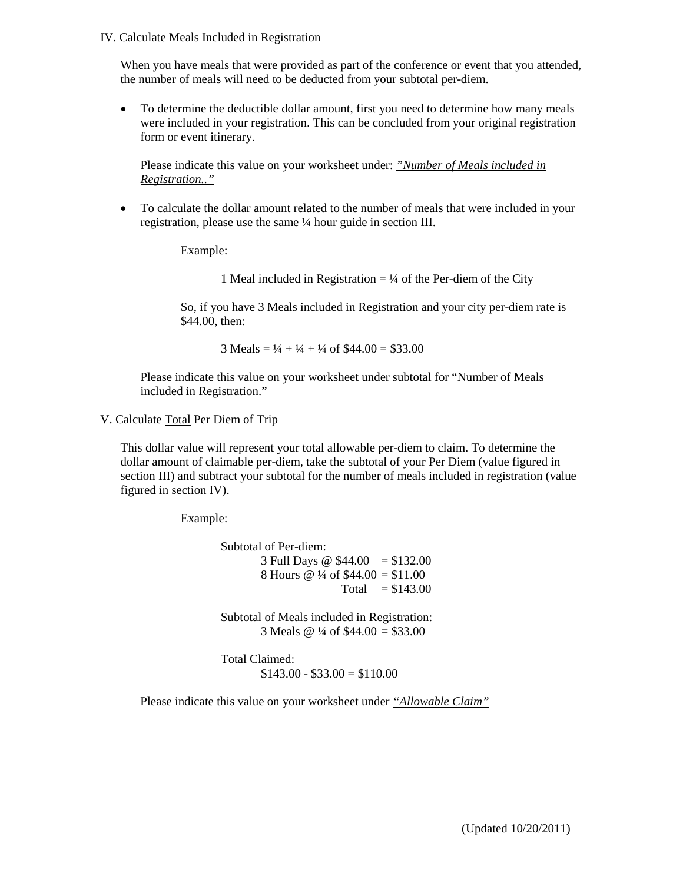## IV. Calculate Meals Included in Registration

When you have meals that were provided as part of the conference or event that you attended, the number of meals will need to be deducted from your subtotal per-diem.

- To determine the deductible dollar amount, first you need to determine how many meals were included in your registration. This can be concluded from your original registration form or event itinerary.

  Please indicate this value on your worksheet under: *<u>"Number of Meals included in Registration.."</u>*

- To calculate the dollar amount related to the number of meals that were included in your registration, please use the same ¼ hour guide in section III.

  Example:

  1 Meal included in Registration = ¼ of the Per-diem of the City

  So, if you have 3 Meals included in Registration and your city per-diem rate is $44.00, then:

  3 Meals = ¼ + ¼ + ¼ of $44.00 = $33.00

  Please indicate this value on your worksheet under <u>subtotal</u> for "Number of Meals included in Registration."

## V. Calculate <u>Total</u> Per Diem of Trip

This dollar value will represent your total allowable per-diem to claim. To determine the dollar amount of claimable per-diem, take the subtotal of your Per Diem (value figured in section III) and subtract your subtotal for the number of meals included in registration (value figured in section IV).

Example:

Subtotal of Per-diem:
3 Full Days @ $44.00 = $132.00
8 Hours @ ¼ of $44.00 = $11.00
Total = $143.00

Subtotal of Meals included in Registration:
3 Meals @ ¼ of $44.00 = $33.00

Total Claimed:
$143.00 - $33.00 = $110.00

Please indicate this value on your worksheet under *<u>"Allowable Claim"</u>*

(Updated 10/20/2011)